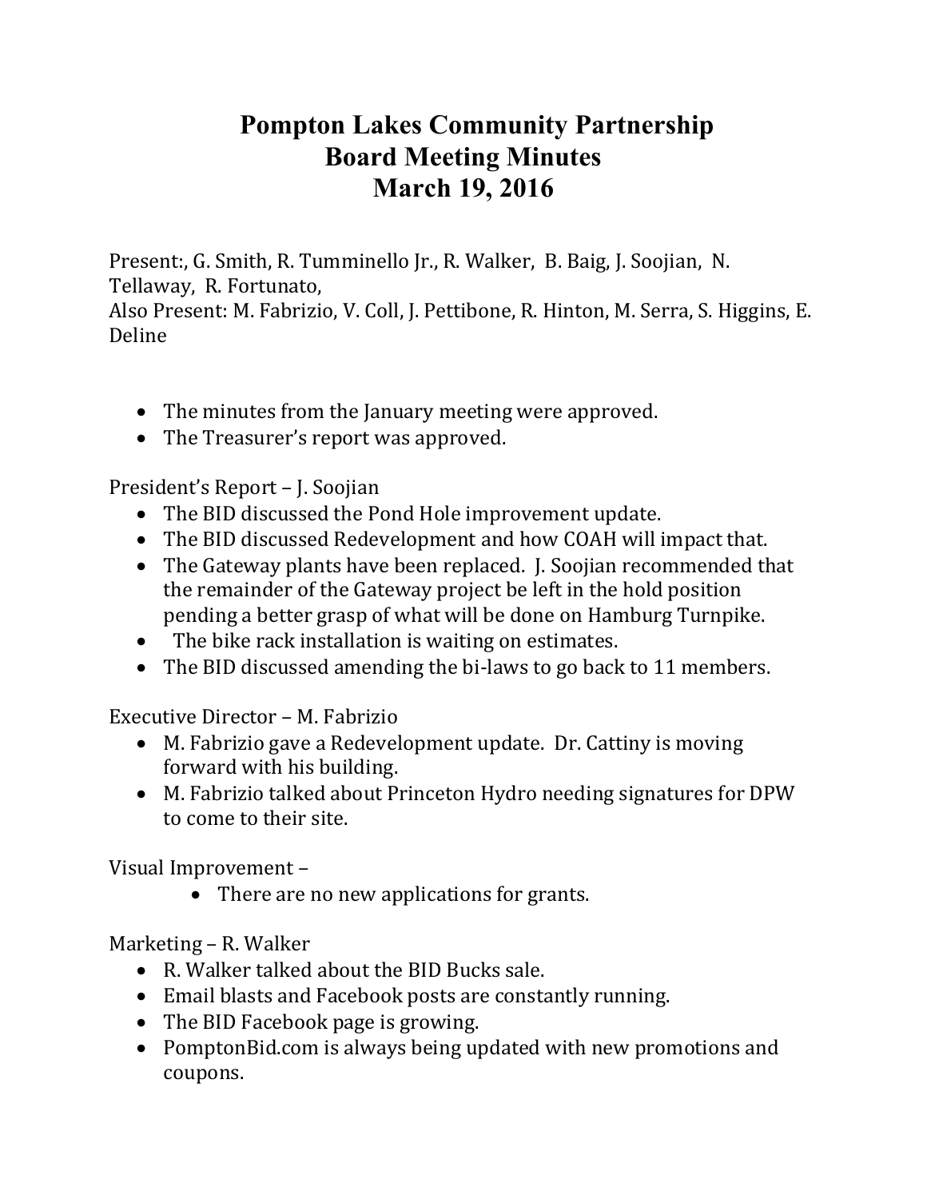# Pompton Lakes Community Partnership
# Board Meeting Minutes
# March 19, 2016

Present:, G. Smith, R. Tumminello Jr., R. Walker, B. Baig, J. Soojian, N. Tellaway, R. Fortunato,
Also Present: M. Fabrizio, V. Coll, J. Pettibone, R. Hinton, M. Serra, S. Higgins, E. Deline

- The minutes from the January meeting were approved.
- The Treasurer's report was approved.

President's Report – J. Soojian

- The BID discussed the Pond Hole improvement update.
- The BID discussed Redevelopment and how COAH will impact that.
- The Gateway plants have been replaced. J. Soojian recommended that the remainder of the Gateway project be left in the hold position pending a better grasp of what will be done on Hamburg Turnpike.
- The bike rack installation is waiting on estimates.
- The BID discussed amending the bi-laws to go back to 11 members.

Executive Director – M. Fabrizio

- M. Fabrizio gave a Redevelopment update. Dr. Cattiny is moving forward with his building.
- M. Fabrizio talked about Princeton Hydro needing signatures for DPW to come to their site.

Visual Improvement –

- There are no new applications for grants.

Marketing – R. Walker

- R. Walker talked about the BID Bucks sale.
- Email blasts and Facebook posts are constantly running.
- The BID Facebook page is growing.
- PomptonBid.com is always being updated with new promotions and coupons.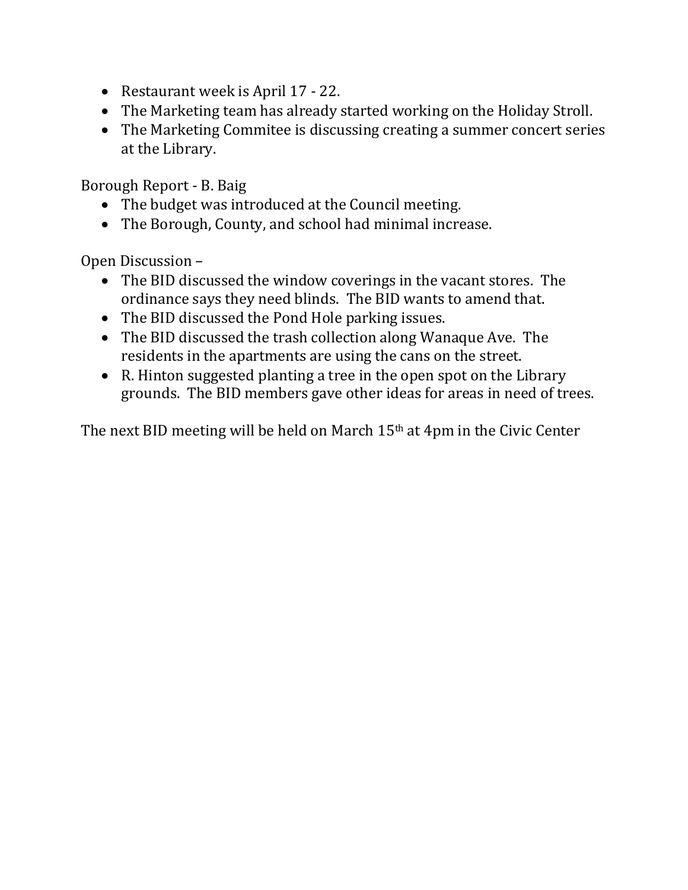- Restaurant week is April 17 - 22.
- The Marketing team has already started working on the Holiday Stroll.
- The Marketing Commitee is discussing creating a summer concert series at the Library.

Borough Report - B. Baig

- The budget was introduced at the Council meeting.
- The Borough, County, and school had minimal increase.

Open Discussion –

- The BID discussed the window coverings in the vacant stores. The ordinance says they need blinds. The BID wants to amend that.
- The BID discussed the Pond Hole parking issues.
- The BID discussed the trash collection along Wanaque Ave. The residents in the apartments are using the cans on the street.
- R. Hinton suggested planting a tree in the open spot on the Library grounds. The BID members gave other ideas for areas in need of trees.

The next BID meeting will be held on March 15th at 4pm in the Civic Center